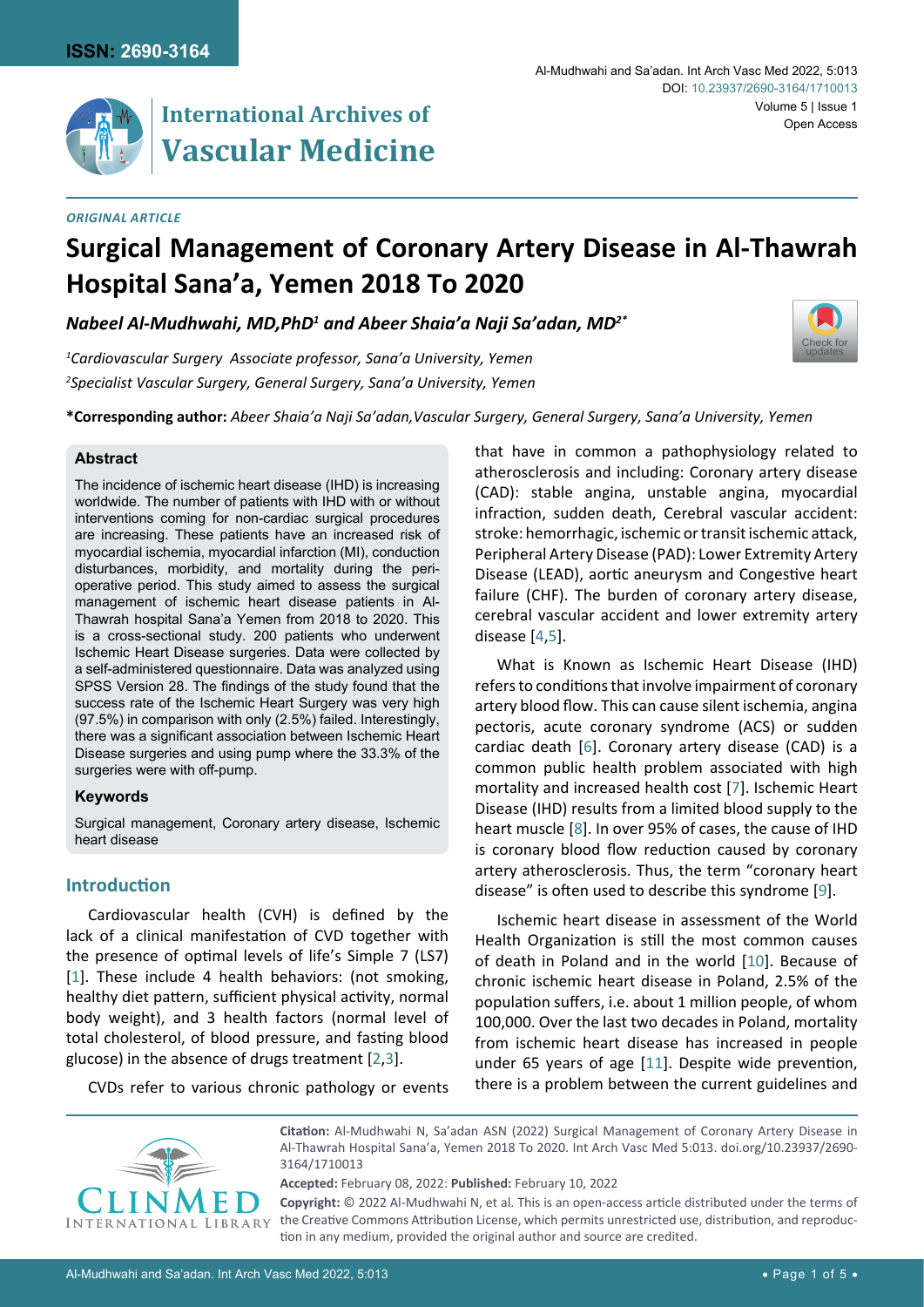**ISSN: 2690-3164**

# International Archives of Vascular Medicine

Al-Mudhwahi and Sa'adan. Int Arch Vasc Med 2022, 5:013

DOI: 10.23937/2690-3164/1710013

Volume 5 | Issue 1

Open Access

*ORIGINAL ARTICLE*

# Surgical Management of Coronary Artery Disease in Al-Thawrah Hospital Sana'a, Yemen 2018 To 2020

***Nabeel Al-Mudhwahi, MD,PhD[1] and Abeer Shaia'a Naji Sa'adan, MD[2*]***

*[1]Cardiovascular Surgery Associate professor, Sana'a University, Yemen*

*[2]Specialist Vascular Surgery, General Surgery, Sana'a University, Yemen*

**\*Corresponding author:** *Abeer Shaia'a Naji Sa'adan,Vascular Surgery, General Surgery, Sana'a University, Yemen*

### Abstract

The incidence of ischemic heart disease (IHD) is increasing worldwide. The number of patients with IHD with or without interventions coming for non-cardiac surgical procedures are increasing. These patients have an increased risk of myocardial ischemia, myocardial infarction (MI), conduction disturbances, morbidity, and mortality during the peri-operative period. This study aimed to assess the surgical management of ischemic heart disease patients in Al-Thawrah hospital Sana'a Yemen from 2018 to 2020. This is a cross-sectional study. 200 patients who underwent Ischemic Heart Disease surgeries. Data were collected by a self-administered questionnaire. Data was analyzed using SPSS Version 28. The findings of the study found that the success rate of the Ischemic Heart Surgery was very high (97.5%) in comparison with only (2.5%) failed. Interestingly, there was a significant association between Ischemic Heart Disease surgeries and using pump where the 33.3% of the surgeries were with off-pump.

### Keywords

Surgical management, Coronary artery disease, Ischemic heart disease

## Introduction

Cardiovascular health (CVH) is defined by the lack of a clinical manifestation of CVD together with the presence of optimal levels of life's Simple 7 (LS7) [1]. These include 4 health behaviors: (not smoking, healthy diet pattern, sufficient physical activity, normal body weight), and 3 health factors (normal level of total cholesterol, of blood pressure, and fasting blood glucose) in the absence of drugs treatment [2,3].

CVDs refer to various chronic pathology or events that have in common a pathophysiology related to atherosclerosis and including: Coronary artery disease (CAD): stable angina, unstable angina, myocardial infraction, sudden death, Cerebral vascular accident: stroke: hemorrhagic, ischemic or transit ischemic attack, Peripheral Artery Disease (PAD): Lower Extremity Artery Disease (LEAD), aortic aneurysm and Congestive heart failure (CHF). The burden of coronary artery disease, cerebral vascular accident and lower extremity artery disease [4,5].

What is Known as Ischemic Heart Disease (IHD) refers to conditions that involve impairment of coronary artery blood flow. This can cause silent ischemia, angina pectoris, acute coronary syndrome (ACS) or sudden cardiac death [6]. Coronary artery disease (CAD) is a common public health problem associated with high mortality and increased health cost [7]. Ischemic Heart Disease (IHD) results from a limited blood supply to the heart muscle [8]. In over 95% of cases, the cause of IHD is coronary blood flow reduction caused by coronary artery atherosclerosis. Thus, the term "coronary heart disease" is often used to describe this syndrome [9].

Ischemic heart disease in assessment of the World Health Organization is still the most common causes of death in Poland and in the world [10]. Because of chronic ischemic heart disease in Poland, 2.5% of the population suffers, i.e. about 1 million people, of whom 100,000. Over the last two decades in Poland, mortality from ischemic heart disease has increased in people under 65 years of age [11]. Despite wide prevention, there is a problem between the current guidelines and

**Citation:** Al-Mudhwahi N, Sa'adan ASN (2022) Surgical Management of Coronary Artery Disease in Al-Thawrah Hospital Sana'a, Yemen 2018 To 2020. Int Arch Vasc Med 5:013. doi.org/10.23937/2690-3164/1710013

**Accepted:** February 08, 2022: **Published:** February 10, 2022

**Copyright:** © 2022 Al-Mudhwahi N, et al. This is an open-access article distributed under the terms of the Creative Commons Attribution License, which permits unrestricted use, distribution, and reproduction in any medium, provided the original author and source are credited.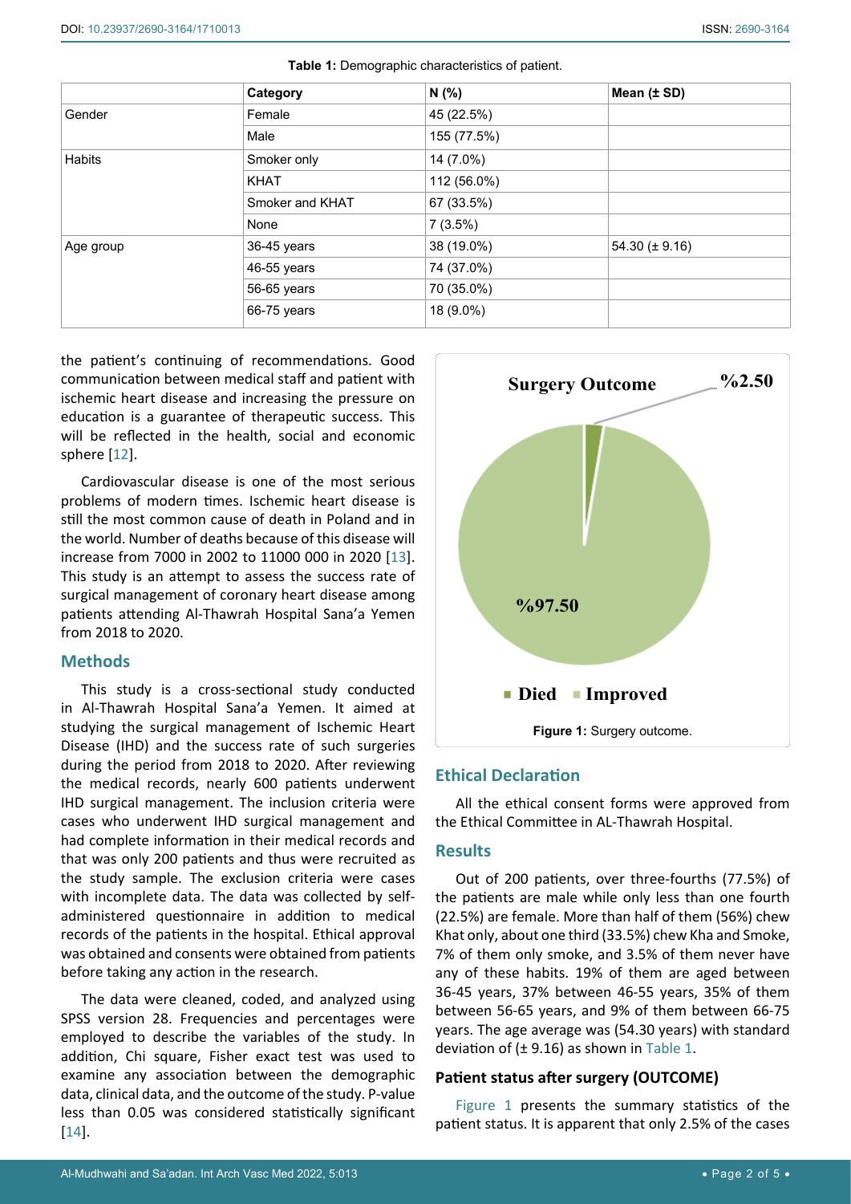**Table 1:** Demographic characteristics of patient.

| | Category | N (%) | Mean (± SD) |
|---|---|---|---|
| Gender | Female | 45 (22.5%) | |
| | Male | 155 (77.5%) | |
| Habits | Smoker only | 14 (7.0%) | |
| | KHAT | 112 (56.0%) | |
| | Smoker and KHAT | 67 (33.5%) | |
| | None | 7 (3.5%) | |
| Age group | 36-45 years | 38 (19.0%) | 54.30 (± 9.16) |
| | 46-55 years | 74 (37.0%) | |
| | 56-65 years | 70 (35.0%) | |
| | 66-75 years | 18 (9.0%) | |

the patient's continuing of recommendations. Good communication between medical staff and patient with ischemic heart disease and increasing the pressure on education is a guarantee of therapeutic success. This will be reflected in the health, social and economic sphere [12].

Cardiovascular disease is one of the most serious problems of modern times. Ischemic heart disease is still the most common cause of death in Poland and in the world. Number of deaths because of this disease will increase from 7000 in 2002 to 11000 000 in 2020 [13]. This study is an attempt to assess the success rate of surgical management of coronary heart disease among patients attending Al-Thawrah Hospital Sana'a Yemen from 2018 to 2020.

## Methods

This study is a cross-sectional study conducted in Al-Thawrah Hospital Sana'a Yemen. It aimed at studying the surgical management of Ischemic Heart Disease (IHD) and the success rate of such surgeries during the period from 2018 to 2020. After reviewing the medical records, nearly 600 patients underwent IHD surgical management. The inclusion criteria were cases who underwent IHD surgical management and had complete information in their medical records and that was only 200 patients and thus were recruited as the study sample. The exclusion criteria were cases with incomplete data. The data was collected by self-administered questionnaire in addition to medical records of the patients in the hospital. Ethical approval was obtained and consents were obtained from patients before taking any action in the research.

The data were cleaned, coded, and analyzed using SPSS version 28. Frequencies and percentages were employed to describe the variables of the study. In addition, Chi square, Fisher exact test was used to examine any association between the demographic data, clinical data, and the outcome of the study. P-value less than 0.05 was considered statistically significant [14].

Surgery Outcome

%2.50

%97.50

Died  Improved

**Figure 1:** Surgery outcome.

## Ethical Declaration

All the ethical consent forms were approved from the Ethical Committee in AL-Thawrah Hospital.

## Results

Out of 200 patients, over three-fourths (77.5%) of the patients are male while only less than one fourth (22.5%) are female. More than half of them (56%) chew Khat only, about one third (33.5%) chew Kha and Smoke, 7% of them only smoke, and 3.5% of them never have any of these habits. 19% of them are aged between 36-45 years, 37% between 46-55 years, 35% of them between 56-65 years, and 9% of them between 66-75 years. The age average was (54.30 years) with standard deviation of (± 9.16) as shown in Table 1.

### Patient status after surgery (OUTCOME)

Figure 1 presents the summary statistics of the patient status. It is apparent that only 2.5% of the cases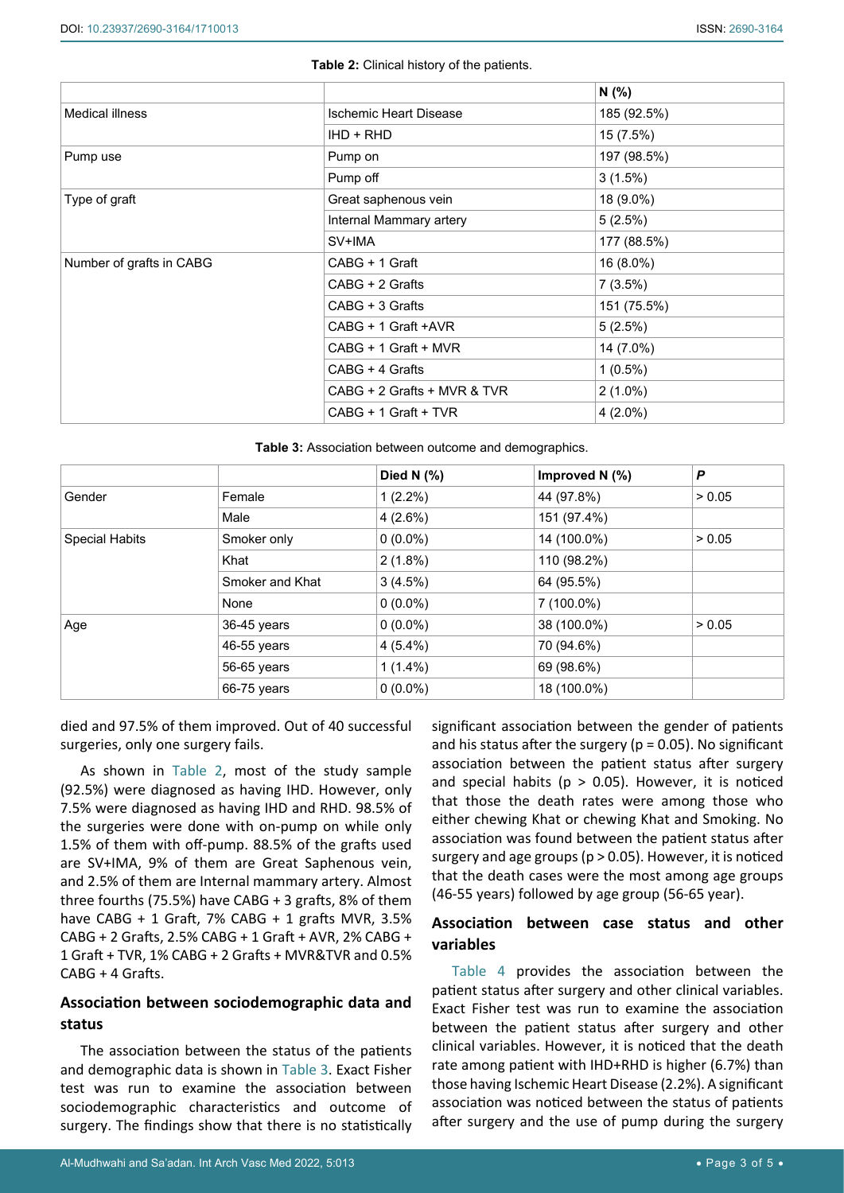**Table 2:** Clinical history of the patients.

| | | N (%) |
|---|---|---|
| Medical illness | Ischemic Heart Disease | 185 (92.5%) |
| | IHD + RHD | 15 (7.5%) |
| Pump use | Pump on | 197 (98.5%) |
| | Pump off | 3 (1.5%) |
| Type of graft | Great saphenous vein | 18 (9.0%) |
| | Internal Mammary artery | 5 (2.5%) |
| | SV+IMA | 177 (88.5%) |
| Number of grafts in CABG | CABG + 1 Graft | 16 (8.0%) |
| | CABG + 2 Grafts | 7 (3.5%) |
| | CABG + 3 Grafts | 151 (75.5%) |
| | CABG + 1 Graft +AVR | 5 (2.5%) |
| | CABG + 1 Graft + MVR | 14 (7.0%) |
| | CABG + 4 Grafts | 1 (0.5%) |
| | CABG + 2 Grafts + MVR & TVR | 2 (1.0%) |
| | CABG + 1 Graft + TVR | 4 (2.0%) |

**Table 3:** Association between outcome and demographics.

| | | Died N (%) | Improved N (%) | *P* |
|---|---|---|---|---|
| Gender | Female | 1 (2.2%) | 44 (97.8%) | > 0.05 |
| | Male | 4 (2.6%) | 151 (97.4%) | |
| Special Habits | Smoker only | 0 (0.0%) | 14 (100.0%) | > 0.05 |
| | Khat | 2 (1.8%) | 110 (98.2%) | |
| | Smoker and Khat | 3 (4.5%) | 64 (95.5%) | |
| | None | 0 (0.0%) | 7 (100.0%) | |
| Age | 36-45 years | 0 (0.0%) | 38 (100.0%) | > 0.05 |
| | 46-55 years | 4 (5.4%) | 70 (94.6%) | |
| | 56-65 years | 1 (1.4%) | 69 (98.6%) | |
| | 66-75 years | 0 (0.0%) | 18 (100.0%) | |

died and 97.5% of them improved. Out of 40 successful surgeries, only one surgery fails.

As shown in Table 2, most of the study sample (92.5%) were diagnosed as having IHD. However, only 7.5% were diagnosed as having IHD and RHD. 98.5% of the surgeries were done with on-pump on while only 1.5% of them with off-pump. 88.5% of the grafts used are SV+IMA, 9% of them are Great Saphenous vein, and 2.5% of them are Internal mammary artery. Almost three fourths (75.5%) have CABG + 3 grafts, 8% of them have CABG + 1 Graft, 7% CABG + 1 grafts MVR, 3.5% CABG + 2 Grafts, 2.5% CABG + 1 Graft + AVR, 2% CABG + 1 Graft + TVR, 1% CABG + 2 Grafts + MVR&TVR and 0.5% CABG + 4 Grafts.

## Association between sociodemographic data and status

The association between the status of the patients and demographic data is shown in Table 3. Exact Fisher test was run to examine the association between sociodemographic characteristics and outcome of surgery. The findings show that there is no statistically significant association between the gender of patients and his status after the surgery ($p = 0.05$). No significant association between the patient status after surgery and special habits ($p > 0.05$). However, it is noticed that those the death rates were among those who either chewing Khat or chewing Khat and Smoking. No association was found between the patient status after surgery and age groups ($p > 0.05$). However, it is noticed that the death cases were the most among age groups (46-55 years) followed by age group (56-65 year).

## Association between case status and other variables

Table 4 provides the association between the patient status after surgery and other clinical variables. Exact Fisher test was run to examine the association between the patient status after surgery and other clinical variables. However, it is noticed that the death rate among patient with IHD+RHD is higher (6.7%) than those having Ischemic Heart Disease (2.2%). A significant association was noticed between the status of patients after surgery and the use of pump during the surgery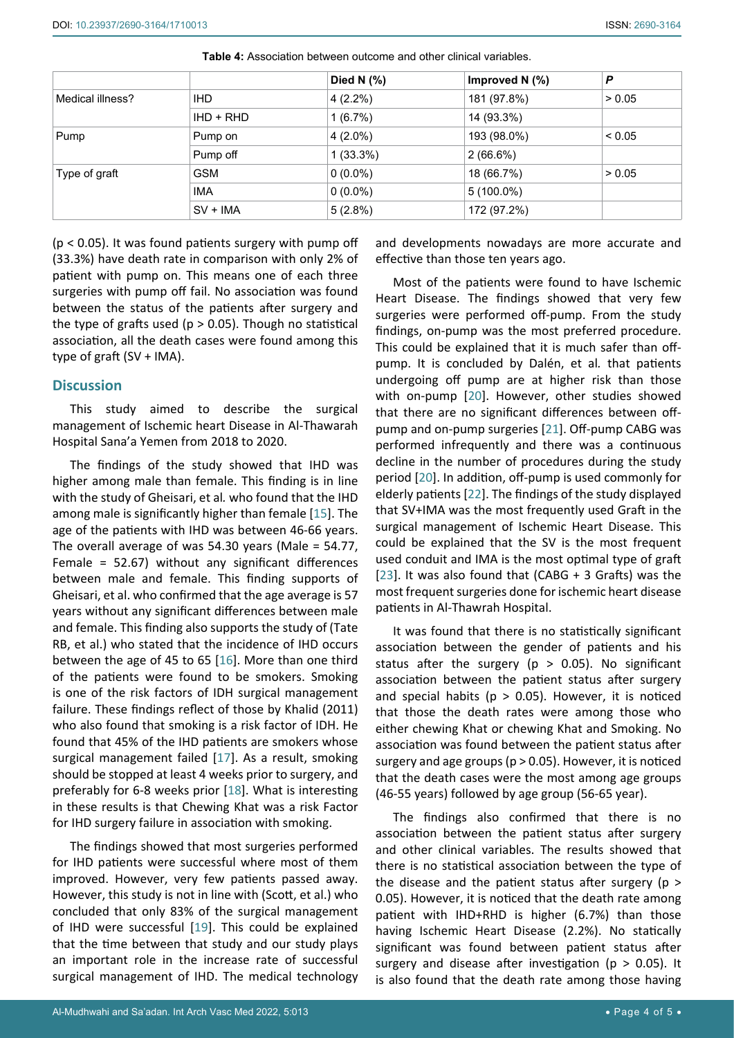**Table 4:** Association between outcome and other clinical variables.

| | | Died N (%) | Improved N (%) | *P* |
|---|---|---|---|---|
| Medical illness? | IHD | 4 (2.2%) | 181 (97.8%) | > 0.05 |
| | IHD + RHD | 1 (6.7%) | 14 (93.3%) | |
| Pump | Pump on | 4 (2.0%) | 193 (98.0%) | < 0.05 |
| | Pump off | 1 (33.3%) | 2 (66.6%) | |
| Type of graft | GSM | 0 (0.0%) | 18 (66.7%) | > 0.05 |
| | IMA | 0 (0.0%) | 5 (100.0%) | |
| | SV + IMA | 5 (2.8%) | 172 (97.2%) | |

($p < 0.05$). It was found patients surgery with pump off (33.3%) have death rate in comparison with only 2% of patient with pump on. This means one of each three surgeries with pump off fail. No association was found between the status of the patients after surgery and the type of grafts used ($p > 0.05$). Though no statistical association, all the death cases were found among this type of graft (SV + IMA).

## Discussion

This study aimed to describe the surgical management of Ischemic heart Disease in Al-Thawarah Hospital Sana'a Yemen from 2018 to 2020.

The findings of the study showed that IHD was higher among male than female. This finding is in line with the study of Gheisari, et al. who found that the IHD among male is significantly higher than female [15]. The age of the patients with IHD was between 46-66 years. The overall average of was 54.30 years (Male = 54.77, Female = 52.67) without any significant differences between male and female. This finding supports of Gheisari, et al. who confirmed that the age average is 57 years without any significant differences between male and female. This finding also supports the study of (Tate RB, et al.) who stated that the incidence of IHD occurs between the age of 45 to 65 [16]. More than one third of the patients were found to be smokers. Smoking is one of the risk factors of IDH surgical management failure. These findings reflect of those by Khalid (2011) who also found that smoking is a risk factor of IDH. He found that 45% of the IHD patients are smokers whose surgical management failed [17]. As a result, smoking should be stopped at least 4 weeks prior to surgery, and preferably for 6-8 weeks prior [18]. What is interesting in these results is that Chewing Khat was a risk Factor for IHD surgery failure in association with smoking.

The findings showed that most surgeries performed for IHD patients were successful where most of them improved. However, very few patients passed away. However, this study is not in line with (Scott, et al.) who concluded that only 83% of the surgical management of IHD were successful [19]. This could be explained that the time between that study and our study plays an important role in the increase rate of successful surgical management of IHD. The medical technology and developments nowadays are more accurate and effective than those ten years ago.

Most of the patients were found to have Ischemic Heart Disease. The findings showed that very few surgeries were performed off-pump. From the study findings, on-pump was the most preferred procedure. This could be explained that it is much safer than off-pump. It is concluded by Dalén, et al. that patients undergoing off pump are at higher risk than those with on-pump [20]. However, other studies showed that there are no significant differences between off-pump and on-pump surgeries [21]. Off-pump CABG was performed infrequently and there was a continuous decline in the number of procedures during the study period [20]. In addition, off-pump is used commonly for elderly patients [22]. The findings of the study displayed that SV+IMA was the most frequently used Graft in the surgical management of Ischemic Heart Disease. This could be explained that the SV is the most frequent used conduit and IMA is the most optimal type of graft [23]. It was also found that (CABG + 3 Grafts) was the most frequent surgeries done for ischemic heart disease patients in Al-Thawrah Hospital.

It was found that there is no statistically significant association between the gender of patients and his status after the surgery ($p > 0.05$). No significant association between the patient status after surgery and special habits ($p > 0.05$). However, it is noticed that those the death rates were among those who either chewing Khat or chewing Khat and Smoking. No association was found between the patient status after surgery and age groups ($p > 0.05$). However, it is noticed that the death cases were the most among age groups (46-55 years) followed by age group (56-65 year).

The findings also confirmed that there is no association between the patient status after surgery and other clinical variables. The results showed that there is no statistical association between the type of the disease and the patient status after surgery ($p > 0.05$). However, it is noticed that the death rate among patient with IHD+RHD is higher (6.7%) than those having Ischemic Heart Disease (2.2%). No statically significant was found between patient status after surgery and disease after investigation ($p > 0.05$). It is also found that the death rate among those having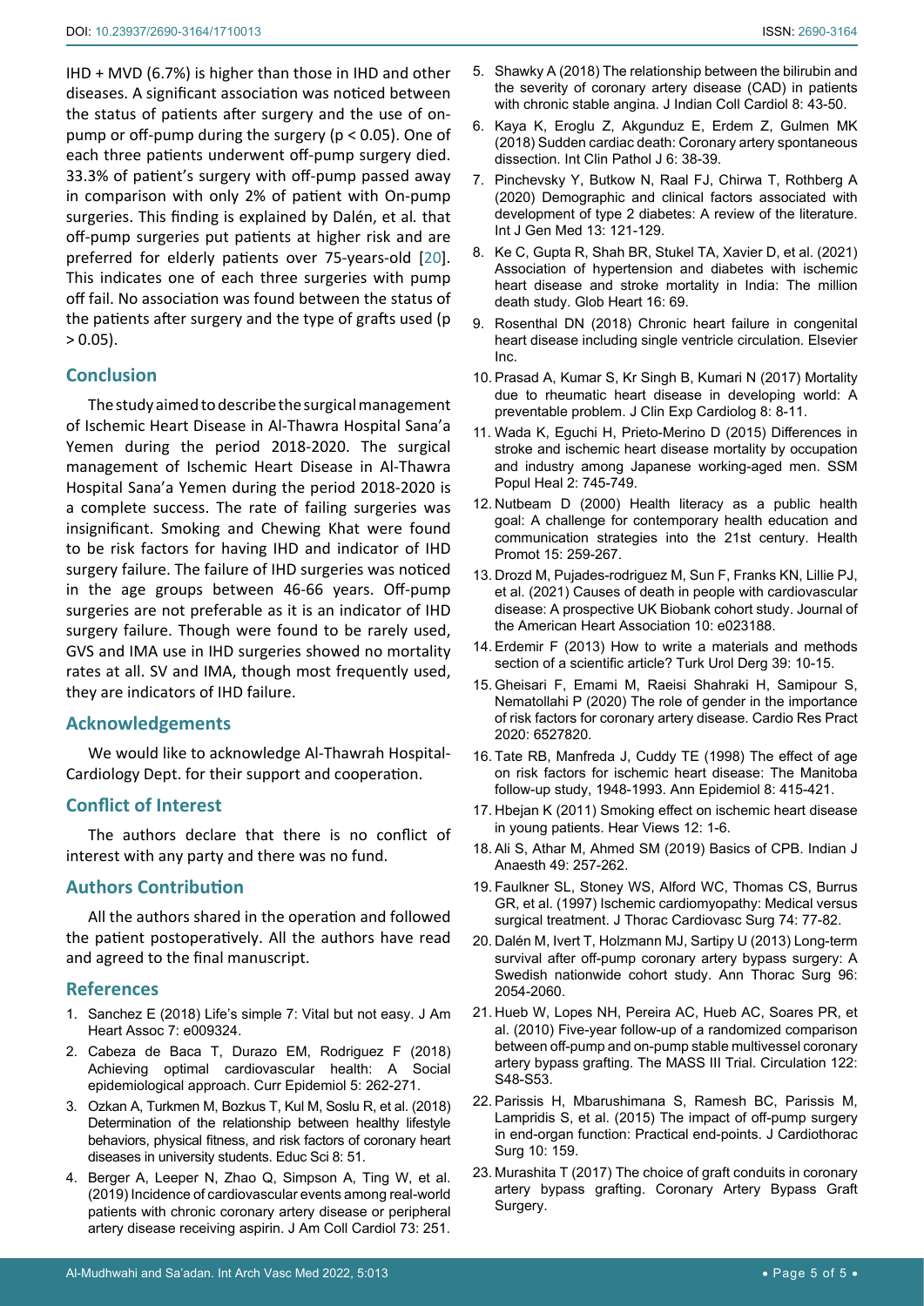IHD + MVD (6.7%) is higher than those in IHD and other diseases. A significant association was noticed between the status of patients after surgery and the use of on-pump or off-pump during the surgery ($p < 0.05$). One of each three patients underwent off-pump surgery died. 33.3% of patient's surgery with off-pump passed away in comparison with only 2% of patient with On-pump surgeries. This finding is explained by Dalén, et al. that off-pump surgeries put patients at higher risk and are preferred for elderly patients over 75-years-old [20]. This indicates one of each three surgeries with pump off fail. No association was found between the status of the patients after surgery and the type of grafts used ($p > 0.05$).

## Conclusion

The study aimed to describe the surgical management of Ischemic Heart Disease in Al-Thawra Hospital Sana'a Yemen during the period 2018-2020. The surgical management of Ischemic Heart Disease in Al-Thawra Hospital Sana'a Yemen during the period 2018-2020 is a complete success. The rate of failing surgeries was insignificant. Smoking and Chewing Khat were found to be risk factors for having IHD and indicator of IHD surgery failure. The failure of IHD surgeries was noticed in the age groups between 46-66 years. Off-pump surgeries are not preferable as it is an indicator of IHD surgery failure. Though were found to be rarely used, GVS and IMA use in IHD surgeries showed no mortality rates at all. SV and IMA, though most frequently used, they are indicators of IHD failure.

## Acknowledgements

We would like to acknowledge Al-Thawrah Hospital-Cardiology Dept. for their support and cooperation.

## Conflict of Interest

The authors declare that there is no conflict of interest with any party and there was no fund.

## Authors Contribution

All the authors shared in the operation and followed the patient postoperatively. All the authors have read and agreed to the final manuscript.

## References

1. Sanchez E (2018) Life's simple 7: Vital but not easy. J Am Heart Assoc 7: e009324.
2. Cabeza de Baca T, Durazo EM, Rodriguez F (2018) Achieving optimal cardiovascular health: A Social epidemiological approach. Curr Epidemiol 5: 262-271.
3. Ozkan A, Turkmen M, Bozkus T, Kul M, Soslu R, et al. (2018) Determination of the relationship between healthy lifestyle behaviors, physical fitness, and risk factors of coronary heart diseases in university students. Educ Sci 8: 51.
4. Berger A, Leeper N, Zhao Q, Simpson A, Ting W, et al. (2019) Incidence of cardiovascular events among real-world patients with chronic coronary artery disease or peripheral artery disease receiving aspirin. J Am Coll Cardiol 73: 251.
5. Shawky A (2018) The relationship between the bilirubin and the severity of coronary artery disease (CAD) in patients with chronic stable angina. J Indian Coll Cardiol 8: 43-50.
6. Kaya K, Eroglu Z, Akgunduz E, Erdem Z, Gulmen MK (2018) Sudden cardiac death: Coronary artery spontaneous dissection. Int Clin Pathol J 6: 38-39.
7. Pinchevsky Y, Butkow N, Raal FJ, Chirwa T, Rothberg A (2020) Demographic and clinical factors associated with development of type 2 diabetes: A review of the literature. Int J Gen Med 13: 121-129.
8. Ke C, Gupta R, Shah BR, Stukel TA, Xavier D, et al. (2021) Association of hypertension and diabetes with ischemic heart disease and stroke mortality in India: The million death study. Glob Heart 16: 69.
9. Rosenthal DN (2018) Chronic heart failure in congenital heart disease including single ventricle circulation. Elsevier Inc.
10. Prasad A, Kumar S, Kr Singh B, Kumari N (2017) Mortality due to rheumatic heart disease in developing world: A preventable problem. J Clin Exp Cardiolog 8: 8-11.
11. Wada K, Eguchi H, Prieto-Merino D (2015) Differences in stroke and ischemic heart disease mortality by occupation and industry among Japanese working-aged men. SSM Popul Heal 2: 745-749.
12. Nutbeam D (2000) Health literacy as a public health goal: A challenge for contemporary health education and communication strategies into the 21st century. Health Promot 15: 259-267.
13. Drozd M, Pujades-rodriguez M, Sun F, Franks KN, Lillie PJ, et al. (2021) Causes of death in people with cardiovascular disease: A prospective UK Biobank cohort study. Journal of the American Heart Association 10: e023188.
14. Erdemir F (2013) How to write a materials and methods section of a scientific article? Turk Urol Derg 39: 10-15.
15. Gheisari F, Emami M, Raeisi Shahraki H, Samipour S, Nematollahi P (2020) The role of gender in the importance of risk factors for coronary artery disease. Cardio Res Pract 2020: 6527820.
16. Tate RB, Manfreda J, Cuddy TE (1998) The effect of age on risk factors for ischemic heart disease: The Manitoba follow-up study, 1948-1993. Ann Epidemiol 8: 415-421.
17. Hbejan K (2011) Smoking effect on ischemic heart disease in young patients. Hear Views 12: 1-6.
18. Ali S, Athar M, Ahmed SM (2019) Basics of CPB. Indian J Anaesth 49: 257-262.
19. Faulkner SL, Stoney WS, Alford WC, Thomas CS, Burrus GR, et al. (1997) Ischemic cardiomyopathy: Medical versus surgical treatment. J Thorac Cardiovasc Surg 74: 77-82.
20. Dalén M, Ivert T, Holzmann MJ, Sartipy U (2013) Long-term survival after off-pump coronary artery bypass surgery: A Swedish nationwide cohort study. Ann Thorac Surg 96: 2054-2060.
21. Hueb W, Lopes NH, Pereira AC, Hueb AC, Soares PR, et al. (2010) Five-year follow-up of a randomized comparison between off-pump and on-pump stable multivessel coronary artery bypass grafting. The MASS III Trial. Circulation 122: S48-S53.
22. Parissis H, Mbarushimana S, Ramesh BC, Parissis M, Lampridis S, et al. (2015) The impact of off-pump surgery in end-organ function: Practical end-points. J Cardiothorac Surg 10: 159.
23. Murashita T (2017) The choice of graft conduits in coronary artery bypass grafting. Coronary Artery Bypass Graft Surgery.